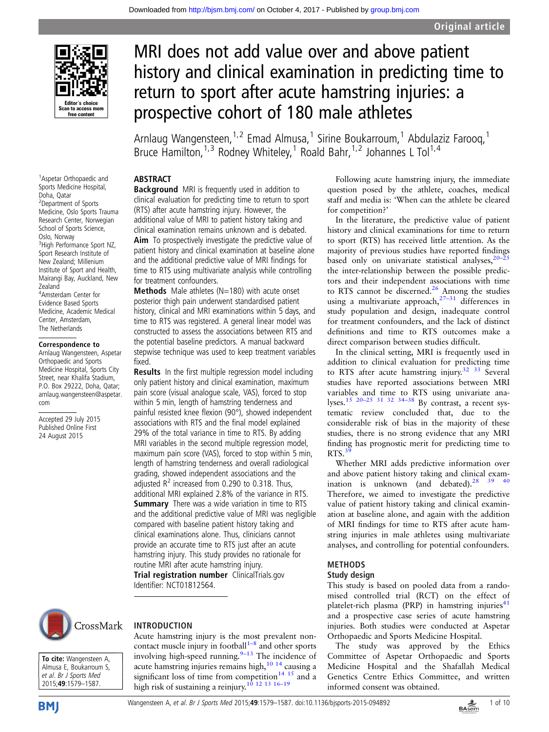# MRI does not add value over and above patient history and clinical examination in predicting time to return to sport after acute hamstring injuries: a prospective cohort of 180 male athletes

Arnlaug Wangensteen,[1,2] Emad Almusa,[1] Sirine Boukarroum,[1] Abdulaziz Farooq,[1] Bruce Hamilton,[1,3] Rodney Whiteley,[1] Roald Bahr,[1,2] Johannes L Tol[1,4]

[1]Aspetar Orthopaedic and Sports Medicine Hospital, Doha, Qatar
[2]Department of Sports Medicine, Oslo Sports Trauma Research Center, Norwegian School of Sports Science, Oslo, Norway
[3]High Performance Sport NZ, Sport Research Institute of New Zealand; Millenium Institute of Sport and Health, Mairangi Bay, Auckland, New Zealand
[4]Amsterdam Center for Evidence Based Sports Medicine, Academic Medical Center, Amsterdam, The Netherlands

**Correspondence to** Arnlaug Wangensteen, Aspetar Orthopaedic and Sports Medicine Hospital, Sports City Street, near Khalifa Stadium, P.O. Box 29222, Doha, Qatar; arnlaug.wangensteen@aspetar.com

Accepted 29 July 2015
Published Online First 24 August 2015

**To cite:** Wangensteen A, Almusa E, Boukarroum S, et al. *Br J Sports Med* 2015;**49**:1579–1587.

## ABSTRACT

**Background** MRI is frequently used in addition to clinical evaluation for predicting time to return to sport (RTS) after acute hamstring injury. However, the additional value of MRI to patient history taking and clinical examination remains unknown and is debated.

**Aim** To prospectively investigate the predictive value of patient history and clinical examination at baseline and the additional predictive value of MRI findings for time to RTS using multivariate analysis while controlling for treatment confounders.

**Methods** Male athletes (N=180) with acute onset posterior thigh pain underwent standardised patient history, clinical and MRI examinations within 5 days, and time to RTS was registered. A general linear model was constructed to assess the associations between RTS and the potential baseline predictors. A manual backward stepwise technique was used to keep treatment variables fixed.

**Results** In the first multiple regression model including only patient history and clinical examination, maximum pain score (visual analogue scale, VAS), forced to stop within 5 min, length of hamstring tenderness and painful resisted knee flexion (90°), showed independent associations with RTS and the final model explained 29% of the total variance in time to RTS. By adding MRI variables in the second multiple regression model, maximum pain score (VAS), forced to stop within 5 min, length of hamstring tenderness and overall radiological grading, showed independent associations and the adjusted $R^2$ increased from 0.290 to 0.318. Thus, additional MRI explained 2.8% of the variance in RTS.

**Summary** There was a wide variation in time to RTS and the additional predictive value of MRI was negligible compared with baseline patient history taking and clinical examinations alone. Thus, clinicians cannot provide an accurate time to RTS just after an acute hamstring injury. This study provides no rationale for routine MRI after acute hamstring injury.

**Trial registration number** ClinicalTrials.gov Identifier: NCT01812564.

## INTRODUCTION

Acute hamstring injury is the most prevalent non-contact muscle injury in football[1–8] and other sports involving high-speed running.[9–13] The incidence of acute hamstring injuries remains high,[10 14] causing a significant loss of time from competition[14 15] and a high risk of sustaining a reinjury.[10 12 13 16–19]

Following acute hamstring injury, the immediate question posed by the athlete, coaches, medical staff and media is: 'When can the athlete be cleared for competition?'

In the literature, the predictive value of patient history and clinical examinations for time to return to sport (RTS) has received little attention. As the majority of previous studies have reported findings based only on univariate statistical analyses,[20–25] the inter-relationship between the possible predictors and their independent associations with time to RTS cannot be discerned.[26] Among the studies using a multivariate approach,[27–31] differences in study population and design, inadequate control for treatment confounders, and the lack of distinct definitions and time to RTS outcomes make a direct comparison between studies difficult.

In the clinical setting, MRI is frequently used in addition to clinical evaluation for predicting time to RTS after acute hamstring injury.[32 33] Several studies have reported associations between MRI variables and time to RTS using univariate analyses.[15 20–25 31 32 34–38] By contrast, a recent systematic review concluded that, due to the considerable risk of bias in the majority of these studies, there is no strong evidence that any MRI finding has prognostic merit for predicting time to RTS.[39]

Whether MRI adds predictive information over and above patient history taking and clinical examination is unknown (and debated).[28 39 40] Therefore, we aimed to investigate the predictive value of patient history taking and clinical examination at baseline alone, and again with the addition of MRI findings for time to RTS after acute hamstring injuries in male athletes using multivariate analyses, and controlling for potential confounders.

## METHODS

### Study design

This study is based on pooled data from a randomised controlled trial (RCT) on the effect of platelet-rich plasma (PRP) in hamstring injuries[41] and a prospective case series of acute hamstring injuries. Both studies were conducted at Aspetar Orthopaedic and Sports Medicine Hospital.

The study was approved by the Ethics Committee of Aspetar Orthopaedic and Sports Medicine Hospital and the Shafallah Medical Genetics Centre Ethics Committee, and written informed consent was obtained.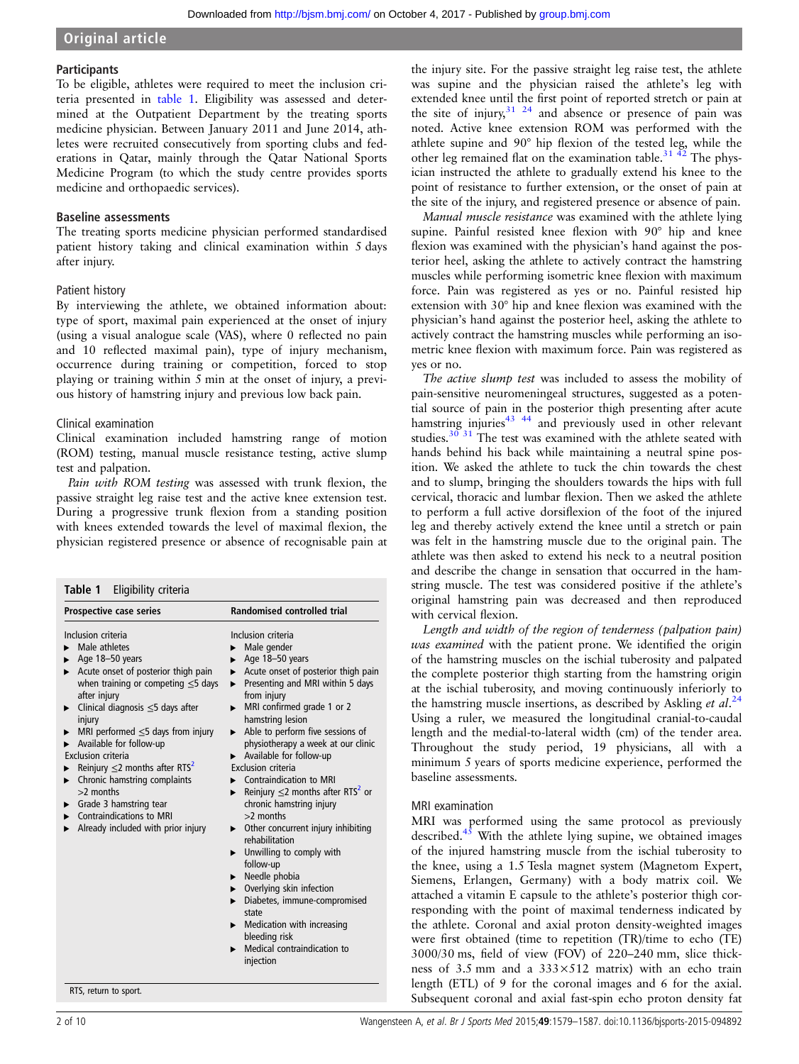### Participants

To be eligible, athletes were required to meet the inclusion criteria presented in table 1. Eligibility was assessed and determined at the Outpatient Department by the treating sports medicine physician. Between January 2011 and June 2014, athletes were recruited consecutively from sporting clubs and federations in Qatar, mainly through the Qatar National Sports Medicine Program (to which the study centre provides sports medicine and orthopaedic services).

### Baseline assessments

The treating sports medicine physician performed standardised patient history taking and clinical examination within 5 days after injury.

#### Patient history

By interviewing the athlete, we obtained information about: type of sport, maximal pain experienced at the onset of injury (using a visual analogue scale (VAS), where 0 reflected no pain and 10 reflected maximal pain), type of injury mechanism, occurrence during training or competition, forced to stop playing or training within 5 min at the onset of injury, a previous history of hamstring injury and previous low back pain.

#### Clinical examination

Clinical examination included hamstring range of motion (ROM) testing, manual muscle resistance testing, active slump test and palpation.

*Pain with ROM testing* was assessed with trunk flexion, the passive straight leg raise test and the active knee extension test. During a progressive trunk flexion from a standing position with knees extended towards the level of maximal flexion, the physician registered presence or absence of recognisable pain at the injury site. For the passive straight leg raise test, the athlete was supine and the physician raised the athlete's leg with extended knee until the first point of reported stretch or pain at the site of injury,[31 24] and absence or presence of pain was noted. Active knee extension ROM was performed with the athlete supine and 90° hip flexion of the tested leg, while the other leg remained flat on the examination table.[31 42] The physician instructed the athlete to gradually extend his knee to the point of resistance to further extension, or the onset of pain at the site of the injury, and registered presence or absence of pain.

*Manual muscle resistance* was examined with the athlete lying supine. Painful resisted knee flexion with 90° hip and knee flexion was examined with the physician's hand against the posterior heel, asking the athlete to actively contract the hamstring muscles while performing isometric knee flexion with maximum force. Pain was registered as yes or no. Painful resisted hip extension with 30° hip and knee flexion was examined with the physician's hand against the posterior heel, asking the athlete to actively contract the hamstring muscles while performing an isometric knee flexion with maximum force. Pain was registered as yes or no.

*The active slump test* was included to assess the mobility of pain-sensitive neuromeningeal structures, suggested as a potential source of pain in the posterior thigh presenting after acute hamstring injuries[43 44] and previously used in other relevant studies.[30 31] The test was examined with the athlete seated with hands behind his back while maintaining a neutral spine position. We asked the athlete to tuck the chin towards the chest and to slump, bringing the shoulders towards the hips with full cervical, thoracic and lumbar flexion. Then we asked the athlete to perform a full active dorsiflexion of the foot of the injured leg and thereby actively extend the knee until a stretch or pain was felt in the hamstring muscle due to the original pain. The athlete was then asked to extend his neck to a neutral position and describe the change in sensation that occurred in the hamstring muscle. The test was considered positive if the athlete's original hamstring pain was decreased and then reproduced with cervical flexion.

*Length and width of the region of tenderness (palpation pain) was examined* with the patient prone. We identified the origin of the hamstring muscles on the ischial tuberosity and palpated the complete posterior thigh starting from the hamstring origin at the ischial tuberosity, and moving continuously inferiorly to the hamstring muscle insertions, as described by Askling *et al*.[24] Using a ruler, we measured the longitudinal cranial-to-caudal length and the medial-to-lateral width (cm) of the tender area. Throughout the study period, 19 physicians, all with a minimum 5 years of sports medicine experience, performed the baseline assessments.

**Table 1** Eligibility criteria

| Prospective case series | Randomised controlled trial |
|---|---|
| Inclusion criteria | Inclusion criteria |
| ▶ Male athletes | ▶ Male gender |
| ▶ Age 18–50 years | ▶ Age 18–50 years |
| ▶ Acute onset of posterior thigh pain when training or competing ≤5 days after injury | ▶ Acute onset of posterior thigh pain |
| ▶ Clinical diagnosis ≤5 days after injury | ▶ Presenting and MRI within 5 days from injury |
| ▶ MRI performed ≤5 days from injury | ▶ MRI confirmed grade 1 or 2 hamstring lesion |
| ▶ Available for follow-up | ▶ Able to perform five sessions of physiotherapy a week at our clinic |
| Exclusion criteria | ▶ Available for follow-up |
| ▶ Reinjury ≤2 months after RTS[2] | Exclusion criteria |
| ▶ Chronic hamstring complaints >2 months | ▶ Contraindication to MRI |
| ▶ Grade 3 hamstring tear | ▶ Reinjury ≤2 months after RTS[2] or chronic hamstring injury >2 months |
| ▶ Contraindications to MRI | ▶ Other concurrent injury inhibiting rehabilitation |
| ▶ Already included with prior injury | ▶ Unwilling to comply with follow-up |
| | ▶ Needle phobia |
| | ▶ Overlying skin infection |
| | ▶ Diabetes, immune-compromised state |
| | ▶ Medication with increasing bleeding risk |
| | ▶ Medical contraindication to injection |

RTS, return to sport.

#### MRI examination

MRI was performed using the same protocol as previously described.[45] With the athlete lying supine, we obtained images of the injured hamstring muscle from the ischial tuberosity to the knee, using a 1.5 Tesla magnet system (Magnetom Expert, Siemens, Erlangen, Germany) with a body matrix coil. We attached a vitamin E capsule to the athlete's posterior thigh corresponding with the point of maximal tenderness indicated by the athlete. Coronal and axial proton density-weighted images were first obtained (time to repetition (TR)/time to echo (TE) 3000/30 ms, field of view (FOV) of 220–240 mm, slice thickness of 3.5 mm and a 333×512 matrix) with an echo train length (ETL) of 9 for the coronal images and 6 for the axial. Subsequent coronal and axial fast-spin echo proton density fat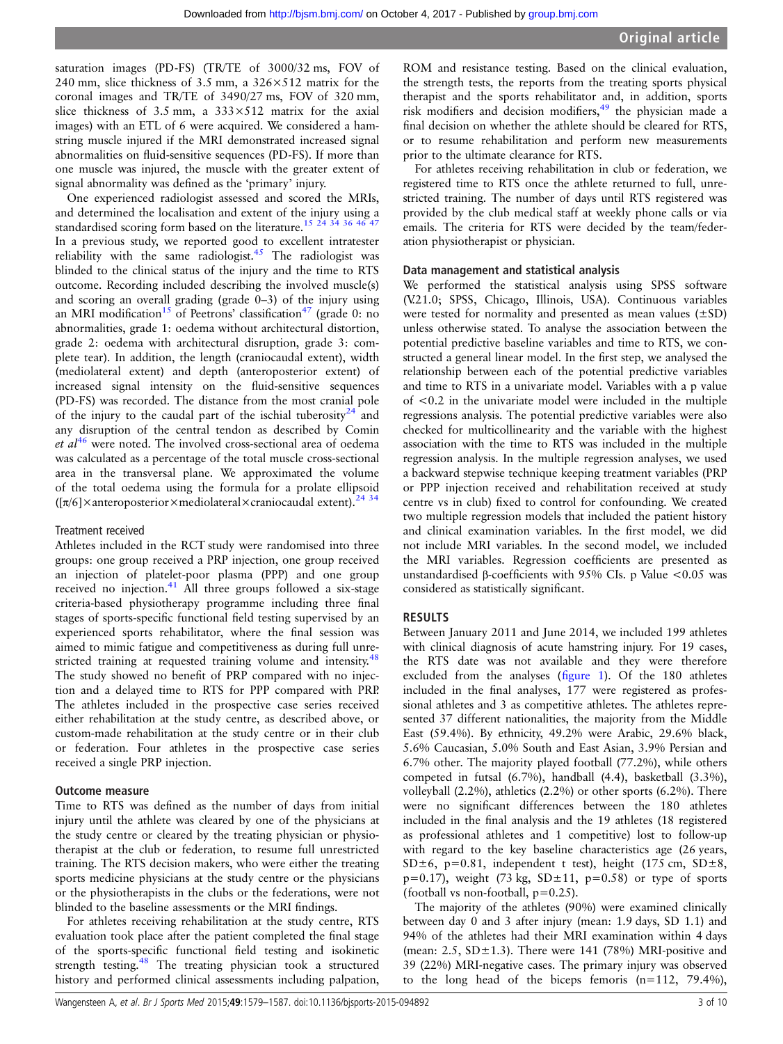saturation images (PD-FS) (TR/TE of 3000/32 ms, FOV of 240 mm, slice thickness of 3.5 mm, a 326×512 matrix for the coronal images and TR/TE of 3490/27 ms, FOV of 320 mm, slice thickness of 3.5 mm, a 333×512 matrix for the axial images) with an ETL of 6 were acquired. We considered a hamstring muscle injured if the MRI demonstrated increased signal abnormalities on fluid-sensitive sequences (PD-FS). If more than one muscle was injured, the muscle with the greater extent of signal abnormality was defined as the 'primary' injury.

One experienced radiologist assessed and scored the MRIs, and determined the localisation and extent of the injury using a standardised scoring form based on the literature.[15 24 34 36 46 47] In a previous study, we reported good to excellent intratester reliability with the same radiologist.[45] The radiologist was blinded to the clinical status of the injury and the time to RTS outcome. Recording included describing the involved muscle(s) and scoring an overall grading (grade 0–3) of the injury using an MRI modification[15] of Peetrons' classification[47] (grade 0: no abnormalities, grade 1: oedema without architectural distortion, grade 2: oedema with architectural disruption, grade 3: complete tear). In addition, the length (craniocaudal extent), width (mediolateral extent) and depth (anteroposterior extent) of increased signal intensity on the fluid-sensitive sequences (PD-FS) was recorded. The distance from the most cranial pole of the injury to the caudal part of the ischial tuberosity[24] and any disruption of the central tendon as described by Comin *et al*[46] were noted. The involved cross-sectional area of oedema was calculated as a percentage of the total muscle cross-sectional area in the transversal plane. We approximated the volume of the total oedema using the formula for a prolate ellipsoid ($[\pi/6]\times$anteroposterior×mediolateral×craniocaudal extent).[24 34]

### Treatment received

Athletes included in the RCT study were randomised into three groups: one group received a PRP injection, one group received an injection of platelet-poor plasma (PPP) and one group received no injection.[41] All three groups followed a six-stage criteria-based physiotherapy programme including three final stages of sports-specific functional field testing supervised by an experienced sports rehabilitator, where the final session was aimed to mimic fatigue and competitiveness as during full unrestricted training at requested training volume and intensity.[48] The study showed no benefit of PRP compared with no injection and a delayed time to RTS for PPP compared with PRP. The athletes included in the prospective case series received either rehabilitation at the study centre, as described above, or custom-made rehabilitation at the study centre or in their club or federation. Four athletes in the prospective case series received a single PRP injection.

## Outcome measure

Time to RTS was defined as the number of days from initial injury until the athlete was cleared by one of the physicians at the study centre or cleared by the treating physician or physiotherapist at the club or federation, to resume full unrestricted training. The RTS decision makers, who were either the treating sports medicine physicians at the study centre or the physicians or the physiotherapists in the clubs or the federations, were not blinded to the baseline assessments or the MRI findings.

For athletes receiving rehabilitation at the study centre, RTS evaluation took place after the patient completed the final stage of the sports-specific functional field testing and isokinetic strength testing.[48] The treating physician took a structured history and performed clinical assessments including palpation, ROM and resistance testing. Based on the clinical evaluation, the strength tests, the reports from the treating sports physical therapist and the sports rehabilitator and, in addition, sports risk modifiers and decision modifiers,[49] the physician made a final decision on whether the athlete should be cleared for RTS, or to resume rehabilitation and perform new measurements prior to the ultimate clearance for RTS.

For athletes receiving rehabilitation in club or federation, we registered time to RTS once the athlete returned to full, unrestricted training. The number of days until RTS registered was provided by the club medical staff at weekly phone calls or via emails. The criteria for RTS were decided by the team/federation physiotherapist or physician.

## Data management and statistical analysis

We performed the statistical analysis using SPSS software (V.21.0; SPSS, Chicago, Illinois, USA). Continuous variables were tested for normality and presented as mean values (±SD) unless otherwise stated. To analyse the association between the potential predictive baseline variables and time to RTS, we constructed a general linear model. In the first step, we analysed the relationship between each of the potential predictive variables and time to RTS in a univariate model. Variables with a p value of <0.2 in the univariate model were included in the multiple regressions analysis. The potential predictive variables were also checked for multicollinearity and the variable with the highest association with the time to RTS was included in the multiple regression analysis. In the multiple regression analyses, we used a backward stepwise technique keeping treatment variables (PRP or PPP injection received and rehabilitation received at study centre vs in club) fixed to control for confounding. We created two multiple regression models that included the patient history and clinical examination variables. In the first model, we did not include MRI variables. In the second model, we included the MRI variables. Regression coefficients are presented as unstandardised β-coefficients with 95% CIs. p Value <0.05 was considered as statistically significant.

## RESULTS

Between January 2011 and June 2014, we included 199 athletes with clinical diagnosis of acute hamstring injury. For 19 cases, the RTS date was not available and they were therefore excluded from the analyses (figure 1). Of the 180 athletes included in the final analyses, 177 were registered as professional athletes and 3 as competitive athletes. The athletes represented 37 different nationalities, the majority from the Middle East (59.4%). By ethnicity, 49.2% were Arabic, 29.6% black, 5.6% Caucasian, 5.0% South and East Asian, 3.9% Persian and 6.7% other. The majority played football (77.2%), while others competed in futsal (6.7%), handball (4.4), basketball (3.3%), volleyball (2.2%), athletics (2.2%) or other sports (6.2%). There were no significant differences between the 180 athletes included in the final analysis and the 19 athletes (18 registered as professional athletes and 1 competitive) lost to follow-up with regard to the key baseline characteristics age (26 years, SD±6, p=0.81, independent t test), height (175 cm, SD±8, p=0.17), weight (73 kg, SD±11, p=0.58) or type of sports (football vs non-football, p=0.25).

The majority of the athletes (90%) were examined clinically between day 0 and 3 after injury (mean: 1.9 days, SD 1.1) and 94% of the athletes had their MRI examination within 4 days (mean: 2.5, SD±1.3). There were 141 (78%) MRI-positive and 39 (22%) MRI-negative cases. The primary injury was observed to the long head of the biceps femoris (n=112, 79.4%),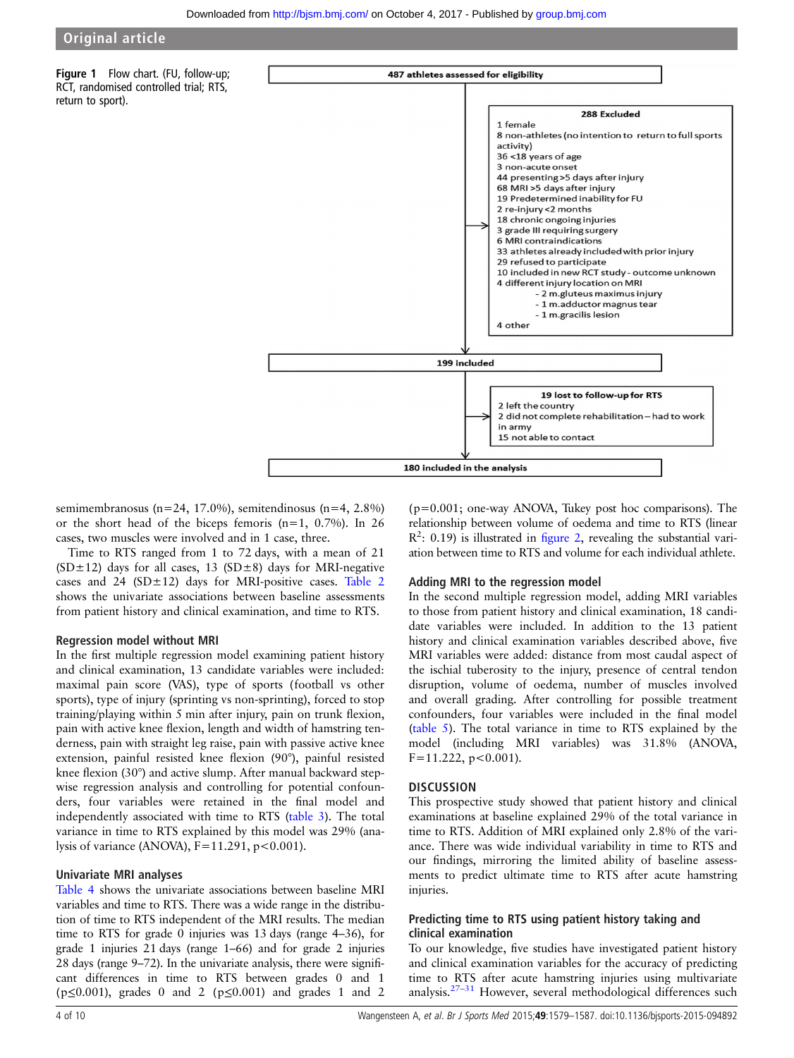Figure 1 Flow chart. (FU, follow-up; RCT, randomised controlled trial; RTS, return to sport).

487 athletes assessed for eligibility

288 Excluded
1 female
8 non-athletes (no intention to return to full sports activity)
36 <18 years of age
3 non-acute onset
44 presenting >5 days after injury
68 MRI >5 days after injury
19 Predetermined inability for FU
2 re-injury <2 months
18 chronic ongoing injuries
3 grade III requiring surgery
6 MRI contraindications
33 athletes already included with prior injury
29 refused to participate
10 included in new RCT study - outcome unknown
4 different injury location on MRI
- 2 m.gluteus maximus injury
- 1 m.adductor magnus tear
- 1 m.gracilis lesion
4 other

199 included

19 lost to follow-up for RTS
2 left the country
2 did not complete rehabilitation – had to work in army
15 not able to contact

180 included in the analysis

semimembranosus (n=24, 17.0%), semitendinosus (n=4, 2.8%) or the short head of the biceps femoris (n=1, 0.7%). In 26 cases, two muscles were involved and in 1 case, three.

Time to RTS ranged from 1 to 72 days, with a mean of 21 (SD±12) days for all cases, 13 (SD±8) days for MRI-negative cases and 24 (SD±12) days for MRI-positive cases. Table 2 shows the univariate associations between baseline assessments from patient history and clinical examination, and time to RTS.

### Regression model without MRI

In the first multiple regression model examining patient history and clinical examination, 13 candidate variables were included: maximal pain score (VAS), type of sports (football vs other sports), type of injury (sprinting vs non-sprinting), forced to stop training/playing within 5 min after injury, pain on trunk flexion, pain with active knee flexion, length and width of hamstring tenderness, pain with straight leg raise, pain with passive active knee extension, painful resisted knee flexion (90°), painful resisted knee flexion (30°) and active slump. After manual backward stepwise regression analysis and controlling for potential confounders, four variables were retained in the final model and independently associated with time to RTS (table 3). The total variance in time to RTS explained by this model was 29% (analysis of variance (ANOVA), F=11.291, p<0.001).

### Univariate MRI analyses

Table 4 shows the univariate associations between baseline MRI variables and time to RTS. There was a wide range in the distribution of time to RTS independent of the MRI results. The median time to RTS for grade 0 injuries was 13 days (range 4–36), for grade 1 injuries 21 days (range 1–66) and for grade 2 injuries 28 days (range 9–72). In the univariate analysis, there were significant differences in time to RTS between grades 0 and 1 (p≤0.001), grades 0 and 2 (p≤0.001) and grades 1 and 2 (p=0.001; one-way ANOVA, Tukey post hoc comparisons). The relationship between volume of oedema and time to RTS (linear $R^2$: 0.19) is illustrated in figure 2, revealing the substantial variation between time to RTS and volume for each individual athlete.

### Adding MRI to the regression model

In the second multiple regression model, adding MRI variables to those from patient history and clinical examination, 18 candidate variables were included. In addition to the 13 patient history and clinical examination variables described above, five MRI variables were added: distance from most caudal aspect of the ischial tuberosity to the injury, presence of central tendon disruption, volume of oedema, number of muscles involved and overall grading. After controlling for possible treatment confounders, four variables were included in the final model (table 5). The total variance in time to RTS explained by the model (including MRI variables) was 31.8% (ANOVA, F=11.222, p<0.001).

## DISCUSSION

This prospective study showed that patient history and clinical examinations at baseline explained 29% of the total variance in time to RTS. Addition of MRI explained only 2.8% of the variance. There was wide individual variability in time to RTS and our findings, mirroring the limited ability of baseline assessments to predict ultimate time to RTS after acute hamstring injuries.

### Predicting time to RTS using patient history taking and clinical examination

To our knowledge, five studies have investigated patient history and clinical examination variables for the accuracy of predicting time to RTS after acute hamstring injuries using multivariate analysis.[27–31] However, several methodological differences such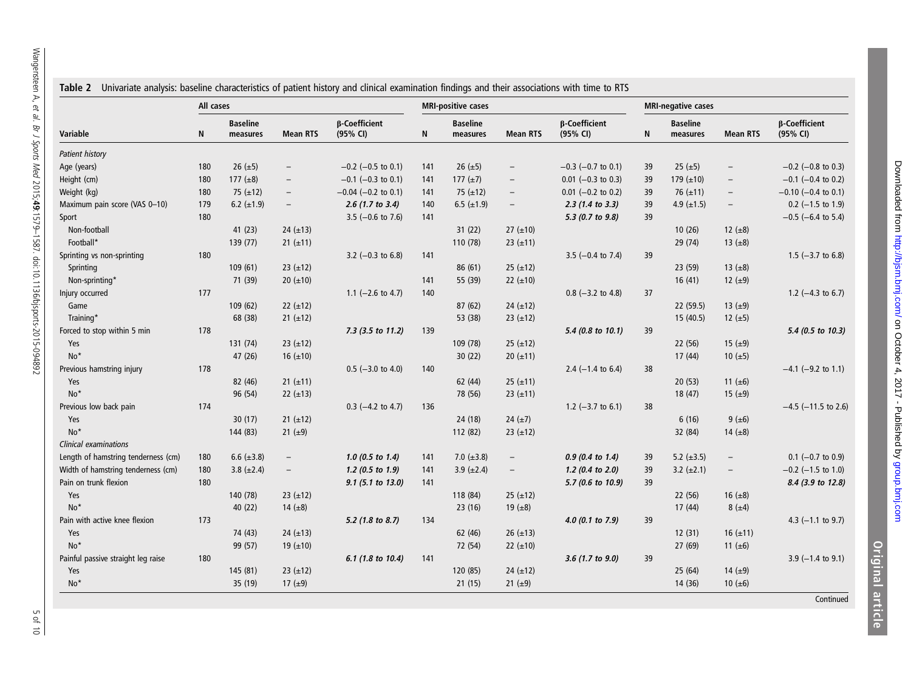**Table 2** Univariate analysis: baseline characteristics of patient history and clinical examination findings and their associations with time to RTS

| | All cases | | | | MRI-positive cases | | | | MRI-negative cases | | | |
|---|---|---|---|---|---|---|---|---|---|---|---|---|
| Variable | N | Baseline measures | Mean RTS | β-Coefficient (95% CI) | N | Baseline measures | Mean RTS | β-Coefficient (95% CI) | N | Baseline measures | Mean RTS | β-Coefficient (95% CI) |
| *Patient history* | | | | | | | | | | | | |
| Age (years) | 180 | 26 (±5) | – | −0.2 (−0.5 to 0.1) | 141 | 26 (±5) | – | −0.3 (−0.7 to 0.1) | 39 | 25 (±5) | – | −0.2 (−0.8 to 0.3) |
| Height (cm) | 180 | 177 (±8) | – | −0.1 (−0.3 to 0.1) | 141 | 177 (±7) | – | 0.01 (−0.3 to 0.3) | 39 | 179 (±10) | – | −0.1 (−0.4 to 0.2) |
| Weight (kg) | 180 | 75 (±12) | – | −0.04 (−0.2 to 0.1) | 141 | 75 (±12) | – | 0.01 (−0.2 to 0.2) | 39 | 76 (±11) | – | −0.10 (−0.4 to 0.1) |
| Maximum pain score (VAS 0–10) | 179 | 6.2 (±1.9) | – | ***2.6 (1.7 to 3.4)*** | 140 | 6.5 (±1.9) | – | ***2.3 (1.4 to 3.3)*** | 39 | 4.9 (±1.5) | – | 0.2 (−1.5 to 1.9) |
| Sport | 180 | | | 3.5 (−0.6 to 7.6) | 141 | | | ***5.3 (0.7 to 9.8)*** | 39 | | | −0.5 (−6.4 to 5.4) |
| Non-football | | 41 (23) | 24 (±13) | | | 31 (22) | 27 (±10) | | | 10 (26) | 12 (±8) | |
| Football* | | 139 (77) | 21 (±11) | | | 110 (78) | 23 (±11) | | | 29 (74) | 13 (±8) | |
| Sprinting vs non-sprinting | 180 | | | 3.2 (−0.3 to 6.8) | 141 | | | 3.5 (−0.4 to 7.4) | 39 | | | 1.5 (−3.7 to 6.8) |
| Sprinting | | 109 (61) | 23 (±12) | | | 86 (61) | 25 (±12) | | | 23 (59) | 13 (±8) | |
| Non-sprinting* | | 71 (39) | 20 (±10) | | 141 | 55 (39) | 22 (±10) | | | 16 (41) | 12 (±9) | |
| Injury occurred | 177 | | | 1.1 (−2.6 to 4.7) | 140 | | | 0.8 (−3.2 to 4.8) | 37 | | | 1.2 (−4.3 to 6.7) |
| Game | | 109 (62) | 22 (±12) | | | 87 (62) | 24 (±12) | | | 22 (59.5) | 13 (±9) | |
| Training* | | 68 (38) | 21 (±12) | | | 53 (38) | 23 (±12) | | | 15 (40.5) | 12 (±5) | |
| Forced to stop within 5 min | 178 | | | ***7.3 (3.5 to 11.2)*** | 139 | | | ***5.4 (0.8 to 10.1)*** | 39 | | | ***5.4 (0.5 to 10.3)*** |
| Yes | | 131 (74) | 23 (±12) | | | 109 (78) | 25 (±12) | | | 22 (56) | 15 (±9) | |
| No* | | 47 (26) | 16 (±10) | | | 30 (22) | 20 (±11) | | | 17 (44) | 10 (±5) | |
| Previous hamstring injury | 178 | | | 0.5 (−3.0 to 4.0) | 140 | | | 2.4 (−1.4 to 6.4) | 38 | | | −4.1 (−9.2 to 1.1) |
| Yes | | 82 (46) | 21 (±11) | | | 62 (44) | 25 (±11) | | | 20 (53) | 11 (±6) | |
| No* | | 96 (54) | 22 (±13) | | | 78 (56) | 23 (±11) | | | 18 (47) | 15 (±9) | |
| Previous low back pain | 174 | | | 0.3 (−4.2 to 4.7) | 136 | | | 1.2 (−3.7 to 6.1) | 38 | | | −4.5 (−11.5 to 2.6) |
| Yes | | 30 (17) | 21 (±12) | | | 24 (18) | 24 (±7) | | | 6 (16) | 9 (±6) | |
| No* | | 144 (83) | 21 (±9) | | | 112 (82) | 23 (±12) | | | 32 (84) | 14 (±8) | |
| *Clinical examinations* | | | | | | | | | | | | |
| Length of hamstring tenderness (cm) | 180 | 6.6 (±3.8) | – | ***1.0 (0.5 to 1.4)*** | 141 | 7.0 (±3.8) | – | ***0.9 (0.4 to 1.4)*** | 39 | 5.2 (±3.5) | – | 0.1 (−0.7 to 0.9) |
| Width of hamstring tenderness (cm) | 180 | 3.8 (±2.4) | – | ***1.2 (0.5 to 1.9)*** | 141 | 3.9 (±2.4) | – | ***1.2 (0.4 to 2.0)*** | 39 | 3.2 (±2.1) | – | −0.2 (−1.5 to 1.0) |
| Pain on trunk flexion | 180 | | | ***9.1 (5.1 to 13.0)*** | 141 | | | ***5.7 (0.6 to 10.9)*** | 39 | | | ***8.4 (3.9 to 12.8)*** |
| Yes | | 140 (78) | 23 (±12) | | | 118 (84) | 25 (±12) | | | 22 (56) | 16 (±8) | |
| No* | | 40 (22) | 14 (±8) | | | 23 (16) | 19 (±8) | | | 17 (44) | 8 (±4) | |
| Pain with active knee flexion | 173 | | | ***5.2 (1.8 to 8.7)*** | 134 | | | ***4.0 (0.1 to 7.9)*** | 39 | | | 4.3 (−1.1 to 9.7) |
| Yes | | 74 (43) | 24 (±13) | | | 62 (46) | 26 (±13) | | | 12 (31) | 16 (±11) | |
| No* | | 99 (57) | 19 (±10) | | | 72 (54) | 22 (±10) | | | 27 (69) | 11 (±6) | |
| Painful passive straight leg raise | 180 | | | ***6.1 (1.8 to 10.4)*** | 141 | | | ***3.6 (1.7 to 9.0)*** | 39 | | | 3.9 (−1.4 to 9.1) |
| Yes | | 145 (81) | 23 (±12) | | | 120 (85) | 24 (±12) | | | 25 (64) | 14 (±9) | |
| No* | | 35 (19) | 17 (±9) | | | 21 (15) | 21 (±9) | | | 14 (36) | 10 (±6) | |

Continued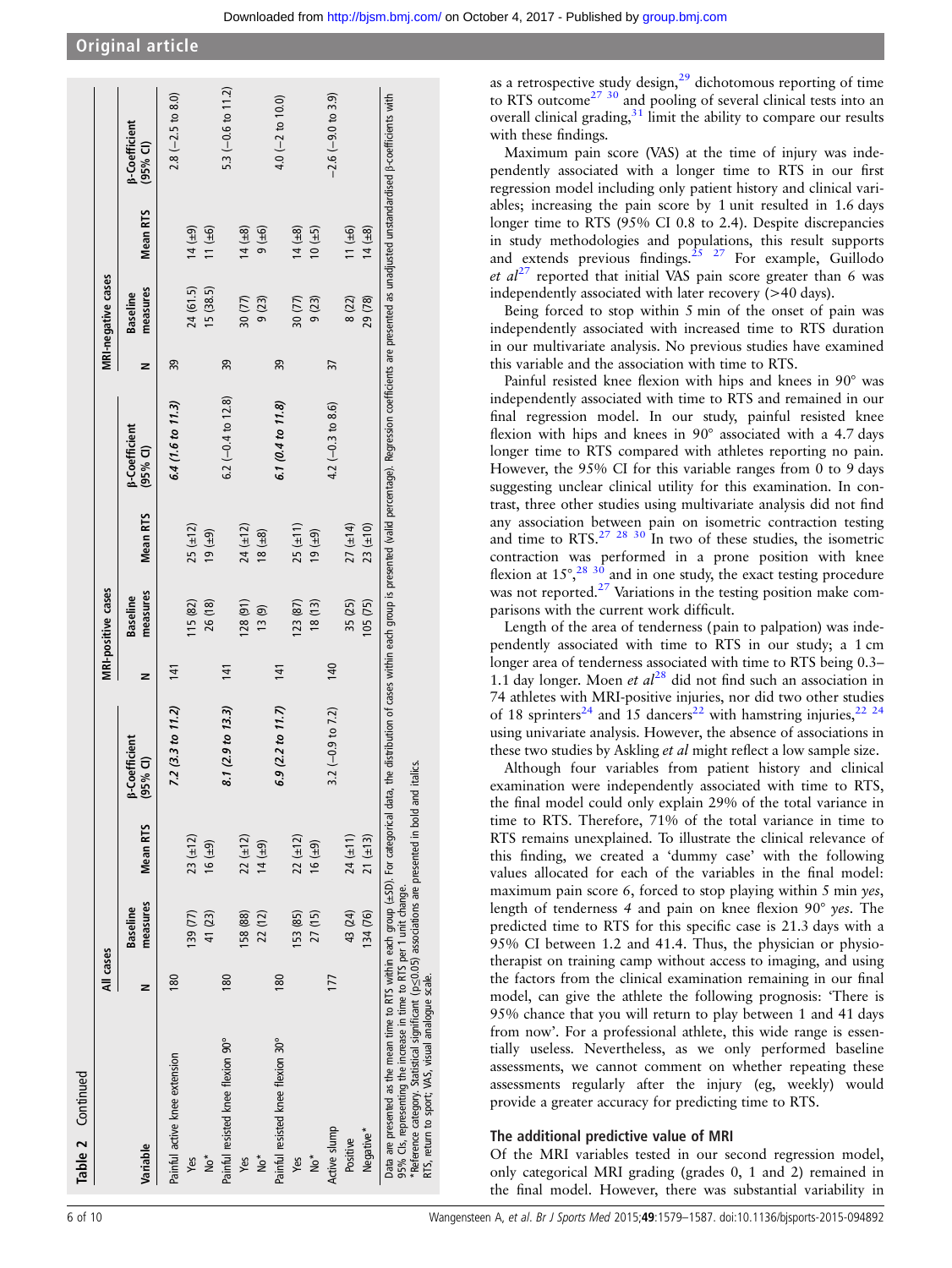**Table 2** Continued

| Variable | All cases | | | | MRI-positive cases | | | | MRI-negative cases | | | |
|---|---|---|---|---|---|---|---|---|---|---|---|---|
| | N | Baseline measures | Mean RTS | β-Coefficient (95% CI) | N | Baseline measures | Mean RTS | β-Coefficient (95% CI) | N | Baseline measures | Mean RTS | β-Coefficient (95% CI) |
| Painful active knee extension | 180 | | | ***7.2 (3.3 to 11.2)*** | 141 | | | ***6.4 (1.6 to 11.3)*** | 39 | | | 2.8 (−2.5 to 8.0) |
| Yes | | 139 (77) | 23 (±12) | | | 115 (82) | 25 (±12) | | | 24 (61.5) | 14 (±9) | |
| No* | | 41 (23) | 16 (±9) | | | 26 (18) | 19 (±9) | | | 15 (38.5) | 11 (±6) | |
| Painful resisted knee flexion 90° | 180 | | | ***8.1 (2.9 to 13.3)*** | 141 | | | 6.2 (−0.4 to 12.8) | 39 | | | 5.3 (−0.6 to 11.2) |
| Yes | | 158 (88) | 22 (±12) | | | 128 (91) | 24 (±12) | | | 30 (77) | 14 (±8) | |
| No* | | 22 (12) | 14 (±9) | | | 13 (9) | 18 (±8) | | | 9 (23) | 9 (±6) | |
| Painful resisted knee flexion 30° | 180 | | | ***6.9 (2.2 to 11.7)*** | 141 | | | ***6.1 (0.4 to 11.8)*** | 39 | | | 4.0 (−2 to 10.0) |
| Yes | | 153 (85) | 22 (±12) | | | 123 (87) | 25 (±11) | | | 30 (77) | 14 (±8) | |
| No* | | 27 (15) | 16 (±9) | | | 18 (13) | 19 (±9) | | | 9 (23) | 10 (±5) | |
| Active slump | 177 | | | 3.2 (−0.9 to 7.2) | 140 | | | 4.2 (−0.3 to 8.6) | 37 | | | −2.6 (−9.0 to 3.9) |
| Positive | | 43 (24) | 24 (±11) | | | 35 (25) | 27 (±14) | | | 8 (22) | 11 (±6) | |
| Negative* | | 134 (76) | 21 (±13) | | | 105 (75) | 23 (±10) | | | 29 (78) | 14 (±8) | |

Data are presented as the mean time to RTS within each group (±SD). For categorical data, the distribution of cases within each group is presented (valid percentage). Regression coefficients are presented as unadjusted unstandardised β-coefficients with 95% CIs, representing the increase in time to RTS per 1 unit change.
*Reference category. Statistical significant (p≤0.05) associations are presented in bold and italics.
RTS, return to sport; VAS, visual analogue scale.

as a retrospective study design,[29] dichotomous reporting of time to RTS outcome[27 30] and pooling of several clinical tests into an overall clinical grading,[31] limit the ability to compare our results with these findings.

Maximum pain score (VAS) at the time of injury was independently associated with a longer time to RTS in our first regression model including only patient history and clinical variables; increasing the pain score by 1 unit resulted in 1.6 days longer time to RTS (95% CI 0.8 to 2.4). Despite discrepancies in study methodologies and populations, this result supports and extends previous findings.[25 27] For example, Guillodo *et al*[27] reported that initial VAS pain score greater than 6 was independently associated with later recovery (>40 days).

Being forced to stop within 5 min of the onset of pain was independently associated with increased time to RTS duration in our multivariate analysis. No previous studies have examined this variable and the association with time to RTS.

Painful resisted knee flexion with hips and knees in 90° was independently associated with time to RTS and remained in our final regression model. In our study, painful resisted knee flexion with hips and knees in 90° associated with a 4.7 days longer time to RTS compared with athletes reporting no pain. However, the 95% CI for this variable ranges from 0 to 9 days suggesting unclear clinical utility for this examination. In contrast, three other studies using multivariate analysis did not find any association between pain on isometric contraction testing and time to RTS.[27 28 30] In two of these studies, the isometric contraction was performed in a prone position with knee flexion at 15°,[28 30] and in one study, the exact testing procedure was not reported.[27] Variations in the testing position make comparisons with the current work difficult.

Length of the area of tenderness (pain to palpation) was independently associated with time to RTS in our study; a 1 cm longer area of tenderness associated with time to RTS being 0.3–1.1 day longer. Moen *et al*[28] did not find such an association in 74 athletes with MRI-positive injuries, nor did two other studies of 18 sprinters[24] and 15 dancers[22] with hamstring injuries,[22 24] using univariate analysis. However, the absence of associations in these two studies by Askling *et al* might reflect a low sample size.

Although four variables from patient history and clinical examination were independently associated with time to RTS, the final model could only explain 29% of the total variance in time to RTS. Therefore, 71% of the total variance in time to RTS remains unexplained. To illustrate the clinical relevance of this finding, we created a 'dummy case' with the following values allocated for each of the variables in the final model: maximum pain score 6, forced to stop playing within 5 min *yes*, length of tenderness 4 and pain on knee flexion 90° *yes*. The predicted time to RTS for this specific case is 21.3 days with a 95% CI between 1.2 and 41.4. Thus, the physician or physiotherapist on training camp without access to imaging, and using the factors from the clinical examination remaining in our final model, can give the athlete the following prognosis: 'There is 95% chance that you will return to play between 1 and 41 days from now'. For a professional athlete, this wide range is essentially useless. Nevertheless, as we only performed baseline assessments, we cannot comment on whether repeating these assessments regularly after the injury (eg, weekly) would provide a greater accuracy for predicting time to RTS.

### The additional predictive value of MRI

Of the MRI variables tested in our second regression model, only categorical MRI grading (grades 0, 1 and 2) remained in the final model. However, there was substantial variability in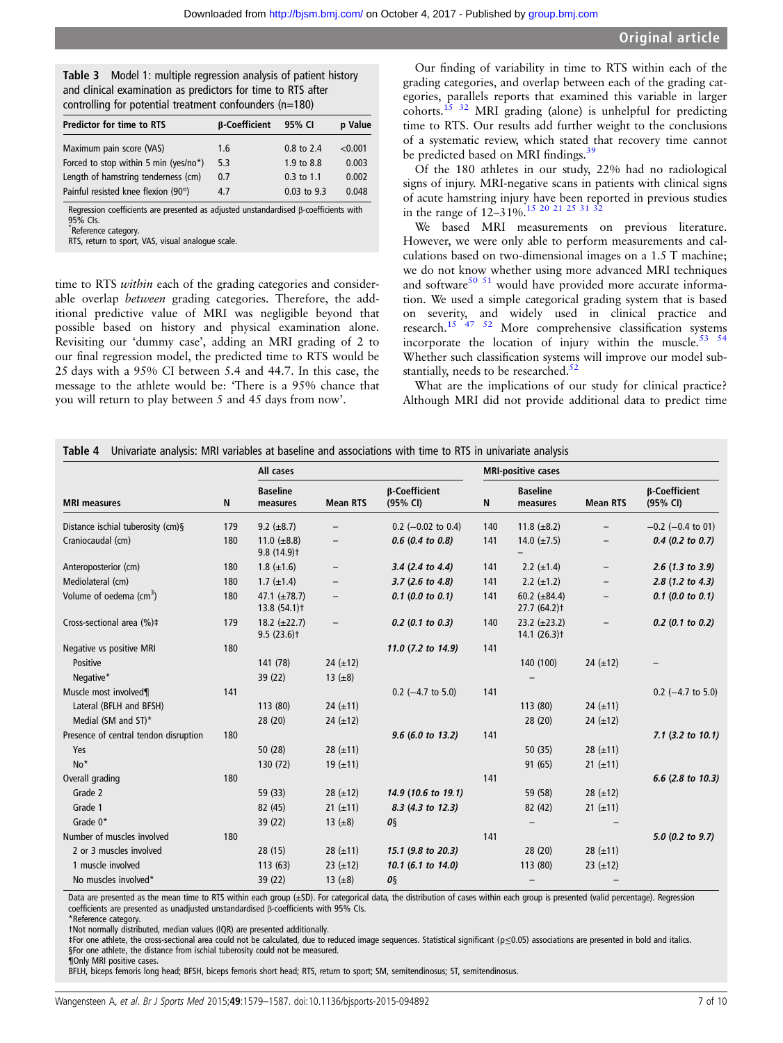**Table 3** Model 1: multiple regression analysis of patient history and clinical examination as predictors for time to RTS after controlling for potential treatment confounders (n=180)

| Predictor for time to RTS | β-Coefficient | 95% CI | p Value |
|---|---|---|---|
| Maximum pain score (VAS) | 1.6 | 0.8 to 2.4 | <0.001 |
| Forced to stop within 5 min (yes/no*) | 5.3 | 1.9 to 8.8 | 0.003 |
| Length of hamstring tenderness (cm) | 0.7 | 0.3 to 1.1 | 0.002 |
| Painful resisted knee flexion (90°) | 4.7 | 0.03 to 9.3 | 0.048 |

Regression coefficients are presented as adjusted unstandardised β-coefficients with 95% CIs.
*Reference category.
RTS, return to sport, VAS, visual analogue scale.

time to RTS *within* each of the grading categories and considerable overlap *between* grading categories. Therefore, the additional predictive value of MRI was negligible beyond that possible based on history and physical examination alone. Revisiting our 'dummy case', adding an MRI grading of 2 to our final regression model, the predicted time to RTS would be 25 days with a 95% CI between 5.4 and 44.7. In this case, the message to the athlete would be: 'There is a 95% chance that you will return to play between 5 and 45 days from now'.

Our finding of variability in time to RTS within each of the grading categories, and overlap between each of the grading categories, parallels reports that examined this variable in larger cohorts.[15 32] MRI grading (alone) is unhelpful for predicting time to RTS. Our results add further weight to the conclusions of a systematic review, which stated that recovery time cannot be predicted based on MRI findings.[39]

Of the 180 athletes in our study, 22% had no radiological signs of injury. MRI-negative scans in patients with clinical signs of acute hamstring injury have been reported in previous studies in the range of 12–31%.[15 20 21 25 31 32]

We based MRI measurements on previous literature. However, we were only able to perform measurements and calculations based on two-dimensional images on a 1.5 T machine; we do not know whether using more advanced MRI techniques and software[50 51] would have provided more accurate information. We used a simple categorical grading system that is based on severity, and widely used in clinical practice and research.[15 47 52] More comprehensive classification systems incorporate the location of injury within the muscle.[53 54] Whether such classification systems will improve our model substantially, needs to be researched.[52]

What are the implications of our study for clinical practice? Although MRI did not provide additional data to predict time

**Table 4** Univariate analysis: MRI variables at baseline and associations with time to RTS in univariate analysis

| | | All cases | | | MRI-positive cases | | | |
|---|---|---|---|---|---|---|---|---|
| **MRI measures** | **N** | **Baseline measures** | **Mean RTS** | **β-Coefficient (95% CI)** | **N** | **Baseline measures** | **Mean RTS** | **β-Coefficient (95% CI)** |
| Distance ischial tuberosity (cm)§ | 179 | 9.2 (±8.7) | – | 0.2 (−0.02 to 0.4) | 140 | 11.8 (±8.2) | – | −0.2 (−0.4 to 01) |
| Craniocaudal (cm) | 180 | 11.0 (±8.8) 9.8 (14.9)† | – | ***0.6 (0.4 to 0.8)*** | 141 | 14.0 (±7.5) – | – | ***0.4 (0.2 to 0.7)*** |
| Anteroposterior (cm) | 180 | 1.8 (±1.6) | – | ***3.4 (2.4 to 4.4)*** | 141 | 2.2 (±1.4) | – | ***2.6 (1.3 to 3.9)*** |
| Mediolateral (cm) | 180 | 1.7 (±1.4) | – | ***3.7 (2.6 to 4.8)*** | 141 | 2.2 (±1.2) | – | ***2.8 (1.2 to 4.3)*** |
| Volume of oedema (cm$^3$) | 180 | 47.1 (±78.7) 13.8 (54.1)† | – | ***0.1 (0.0 to 0.1)*** | 141 | 60.2 (±84.4) 27.7 (64.2)† | – | ***0.1 (0.0 to 0.1)*** |
| Cross-sectional area (%)‡ | 179 | 18.2 (±22.7) 9.5 (23.6)† | – | ***0.2 (0.1 to 0.3)*** | 140 | 23.2 (±23.2) 14.1 (26.3)† | – | ***0.2 (0.1 to 0.2)*** |
| Negative vs positive MRI | 180 | | | ***11.0 (7.2 to 14.9)*** | 141 | | | |
| Positive | | 141 (78) | 24 (±12) | | | 140 (100) | 24 (±12) | – |
| Negative* | | 39 (22) | 13 (±8) | | | – | | |
| Muscle most involved¶ | 141 | | | 0.2 (−4.7 to 5.0) | 141 | | | 0.2 (−4.7 to 5.0) |
| Lateral (BFLH and BFSH) | | 113 (80) | 24 (±11) | | | 113 (80) | 24 (±11) | |
| Medial (SM and ST)* | | 28 (20) | 24 (±12) | | | 28 (20) | 24 (±12) | |
| Presence of central tendon disruption | 180 | | | ***9.6 (6.0 to 13.2)*** | 141 | | | ***7.1 (3.2 to 10.1)*** |
| Yes | | 50 (28) | 28 (±11) | | | 50 (35) | 28 (±11) | |
| No* | | 130 (72) | 19 (±11) | | | 91 (65) | 21 (±11) | |
| Overall grading | 180 | | | | 141 | | | ***6.6 (2.8 to 10.3)*** |
| Grade 2 | | 59 (33) | 28 (±12) | ***14.9 (10.6 to 19.1)*** | | 59 (58) | 28 (±12) | |
| Grade 1 | | 82 (45) | 21 (±11) | ***8.3 (4.3 to 12.3)*** | | 82 (42) | 21 (±11) | |
| Grade 0* | | 39 (22) | 13 (±8) | *0§* | | – | – | |
| Number of muscles involved | 180 | | | | 141 | | | ***5.0 (0.2 to 9.7)*** |
| 2 or 3 muscles involved | | 28 (15) | 28 (±11) | ***15.1 (9.8 to 20.3)*** | | 28 (20) | 28 (±11) | |
| 1 muscle involved | | 113 (63) | 23 (±12) | ***10.1 (6.1 to 14.0)*** | | 113 (80) | 23 (±12) | |
| No muscles involved* | | 39 (22) | 13 (±8) | *0§* | | – | – | |

Data are presented as the mean time to RTS within each group (±SD). For categorical data, the distribution of cases within each group is presented (valid percentage). Regression coefficients are presented as unadjusted unstandardised β-coefficients with 95% CIs.
*Reference category.
†Not normally distributed, median values (IQR) are presented additionally.
‡For one athlete, the cross-sectional area could not be calculated, due to reduced image sequences. Statistical significant (p≤0.05) associations are presented in bold and italics.
§For one athlete, the distance from ischial tuberosity could not be measured.
¶Only MRI positive cases.
BFLH, biceps femoris long head; BFSH, biceps femoris short head; RTS, return to sport; SM, semitendinosus; ST, semitendinosus.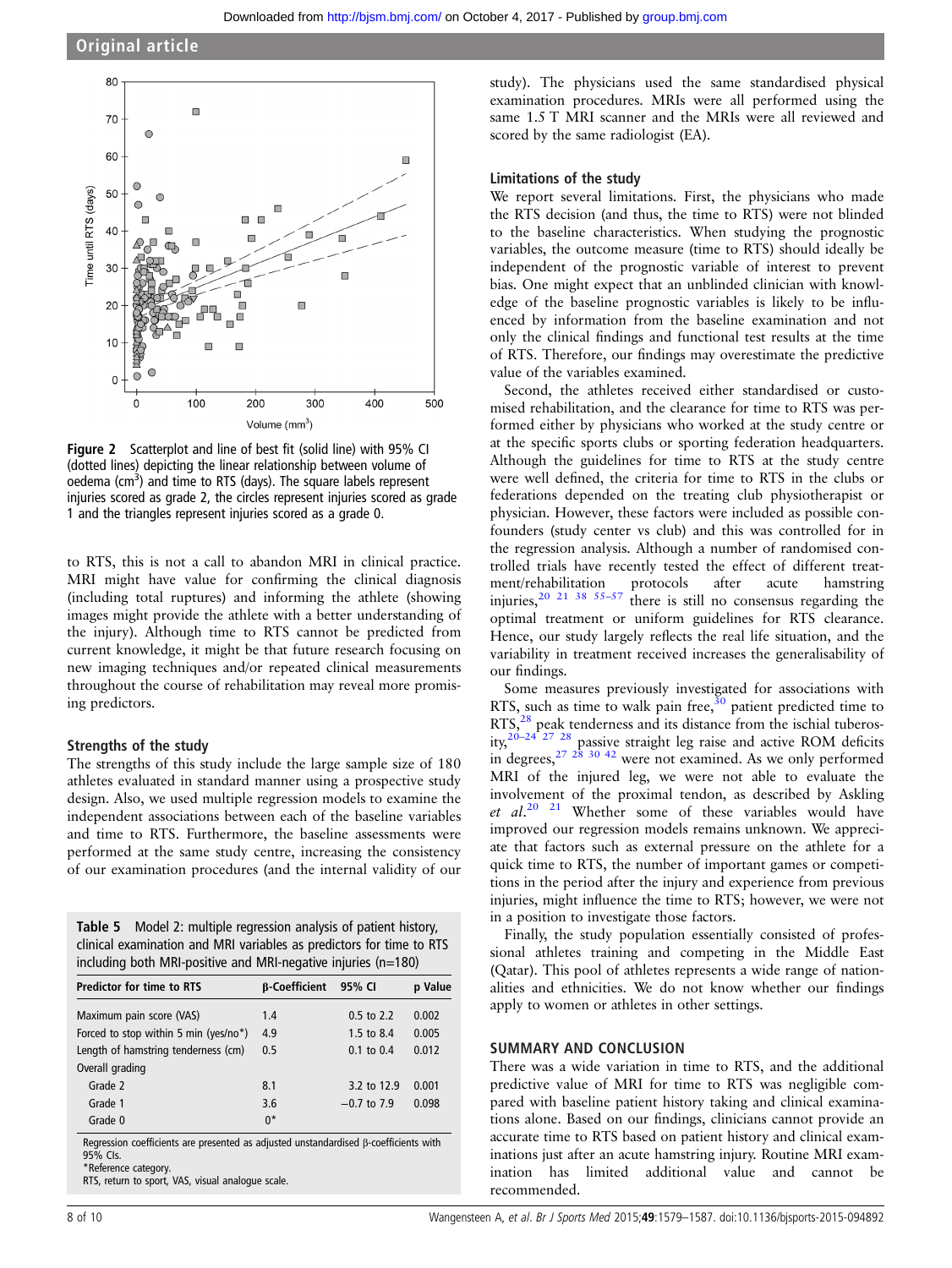Figure 2 Scatterplot and line of best fit (solid line) with 95% CI (dotted lines) depicting the linear relationship between volume of oedema ($cm^3$) and time to RTS (days). The square labels represent injuries scored as grade 2, the circles represent injuries scored as grade 1 and the triangles represent injuries scored as a grade 0.

to RTS, this is not a call to abandon MRI in clinical practice. MRI might have value for confirming the clinical diagnosis (including total ruptures) and informing the athlete (showing images might provide the athlete with a better understanding of the injury). Although time to RTS cannot be predicted from current knowledge, it might be that future research focusing on new imaging techniques and/or repeated clinical measurements throughout the course of rehabilitation may reveal more promising predictors.

### Strengths of the study

The strengths of this study include the large sample size of 180 athletes evaluated in standard manner using a prospective study design. Also, we used multiple regression models to examine the independent associations between each of the baseline variables and time to RTS. Furthermore, the baseline assessments were performed at the same study centre, increasing the consistency of our examination procedures (and the internal validity of our study). The physicians used the same standardised physical examination procedures. MRIs were all performed using the same 1.5 T MRI scanner and the MRIs were all reviewed and scored by the same radiologist (EA).

**Table 5** Model 2: multiple regression analysis of patient history, clinical examination and MRI variables as predictors for time to RTS including both MRI-positive and MRI-negative injuries (n=180)

| Predictor for time to RTS | β-Coefficient | 95% CI | p Value |
|---|---|---|---|
| Maximum pain score (VAS) | 1.4 | 0.5 to 2.2 | 0.002 |
| Forced to stop within 5 min (yes/no*) | 4.9 | 1.5 to 8.4 | 0.005 |
| Length of hamstring tenderness (cm) | 0.5 | 0.1 to 0.4 | 0.012 |
| Overall grading | | | |
| Grade 2 | 8.1 | 3.2 to 12.9 | 0.001 |
| Grade 1 | 3.6 | −0.7 to 7.9 | 0.098 |
| Grade 0 | 0* | | |

Regression coefficients are presented as adjusted unstandardised β-coefficients with 95% CIs.
*Reference category.
RTS, return to sport, VAS, visual analogue scale.

### Limitations of the study

We report several limitations. First, the physicians who made the RTS decision (and thus, the time to RTS) were not blinded to the baseline characteristics. When studying the prognostic variables, the outcome measure (time to RTS) should ideally be independent of the prognostic variable of interest to prevent bias. One might expect that an unblinded clinician with knowledge of the baseline prognostic variables is likely to be influenced by information from the baseline examination and not only the clinical findings and functional test results at the time of RTS. Therefore, our findings may overestimate the predictive value of the variables examined.

Second, the athletes received either standardised or customised rehabilitation, and the clearance for time to RTS was performed either by physicians who worked at the study centre or at the specific sports clubs or sporting federation headquarters. Although the guidelines for time to RTS at the study centre were well defined, the criteria for time to RTS in the clubs or federations depended on the treating club physiotherapist or physician. However, these factors were included as possible confounders (study center vs club) and this was controlled for in the regression analysis. Although a number of randomised controlled trials have recently tested the effect of different treatment/rehabilitation protocols after acute hamstring injuries,[20 21 38 55–57] there is still no consensus regarding the optimal treatment or uniform guidelines for RTS clearance. Hence, our study largely reflects the real life situation, and the variability in treatment received increases the generalisability of our findings.

Some measures previously investigated for associations with RTS, such as time to walk pain free,[30] patient predicted time to RTS,[28] peak tenderness and its distance from the ischial tuberosity,[20–24 27 28] passive straight leg raise and active ROM deficits in degrees,[27 28 30 42] were not examined. As we only performed MRI of the injured leg, we were not able to evaluate the involvement of the proximal tendon, as described by Askling *et al*.[20 21] Whether some of these variables would have improved our regression models remains unknown. We appreciate that factors such as external pressure on the athlete for a quick time to RTS, the number of important games or competitions in the period after the injury and experience from previous injuries, might influence the time to RTS; however, we were not in a position to investigate those factors.

Finally, the study population essentially consisted of professional athletes training and competing in the Middle East (Qatar). This pool of athletes represents a wide range of nationalities and ethnicities. We do not know whether our findings apply to women or athletes in other settings.

## SUMMARY AND CONCLUSION

There was a wide variation in time to RTS, and the additional predictive value of MRI for time to RTS was negligible compared with baseline patient history taking and clinical examinations alone. Based on our findings, clinicians cannot provide an accurate time to RTS based on patient history and clinical examinations just after an acute hamstring injury. Routine MRI examination has limited additional value and cannot be recommended.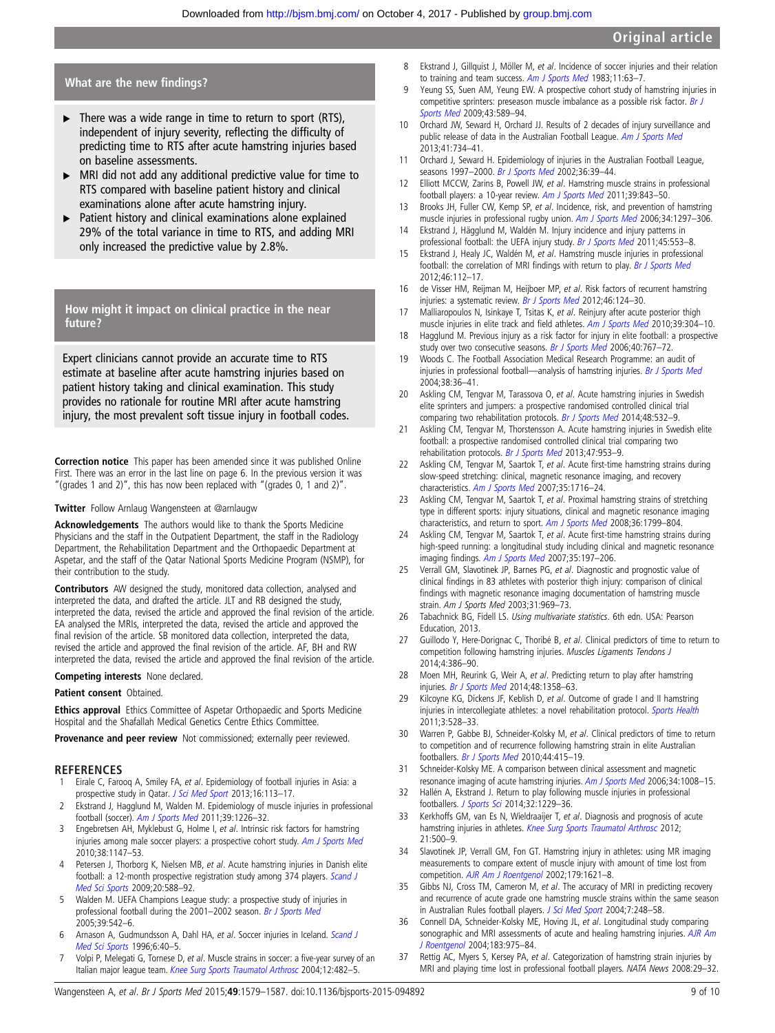## What are the new findings?

- There was a wide range in time to return to sport (RTS), independent of injury severity, reflecting the difficulty of predicting time to RTS after acute hamstring injuries based on baseline assessments.
- MRI did not add any additional predictive value for time to RTS compared with baseline patient history and clinical examinations alone after acute hamstring injury.
- Patient history and clinical examinations alone explained 29% of the total variance in time to RTS, and adding MRI only increased the predictive value by 2.8%.

## How might it impact on clinical practice in the near future?

Expert clinicians cannot provide an accurate time to RTS estimate at baseline after acute hamstring injuries based on patient history taking and clinical examination. This study provides no rationale for routine MRI after acute hamstring injury, the most prevalent soft tissue injury in football codes.

**Correction notice** This paper has been amended since it was published Online First. There was an error in the last line on page 6. In the previous version it was "(grades 1 and 2)", this has now been replaced with "(grades 0, 1 and 2)".

**Twitter** Follow Arnlaug Wangensteen at @arnlaugw

**Acknowledgements** The authors would like to thank the Sports Medicine Physicians and the staff in the Outpatient Department, the staff in the Radiology Department, the Rehabilitation Department and the Orthopaedic Department at Aspetar, and the staff of the Qatar National Sports Medicine Program (NSMP), for their contribution to the study.

**Contributors** AW designed the study, monitored data collection, analysed and interpreted the data, and drafted the article. JLT and RB designed the study, interpreted the data, revised the article and approved the final version of the article. EA analysed the MRIs, interpreted the data, revised the article and approved the final revision of the article. SB monitored data collection, interpreted the data, revised the article and approved the final revision of the article. AF, BH and RW interpreted the data, revised the article and approved the final revision of the article.

**Competing interests** None declared.

**Patient consent** Obtained.

**Ethics approval** Ethics Committee of Aspetar Orthopaedic and Sports Medicine Hospital and the Shafallah Medical Genetics Centre Ethics Committee.

**Provenance and peer review** Not commissioned; externally peer reviewed.

## REFERENCES

1. Eirale C, Farooq A, Smiley FA, *et al*. Epidemiology of football injuries in Asia: a prospective study in Qatar. *J Sci Med Sport* 2013;16:113–17.
2. Ekstrand J, Hagglund M, Walden M. Epidemiology of muscle injuries in professional football (soccer). *Am J Sports Med* 2011;39:1226–32.
3. Engebretsen AH, Myklebust G, Holme I, *et al*. Intrinsic risk factors for hamstring injuries among male soccer players: a prospective cohort study. *Am J Sports Med* 2010;38:1147–53.
4. Petersen J, Thorborg K, Nielsen MB, *et al*. Acute hamstring injuries in Danish elite football: a 12-month prospective registration study among 374 players. *Scand J Med Sci Sports* 2009;20:588–92.
5. Walden M. UEFA Champions League study: a prospective study of injuries in professional football during the 2001–2002 season. *Br J Sports Med* 2005;39:542–6.
6. Arnason A, Gudmundsson A, Dahl HA, *et al*. Soccer injuries in Iceland. *Scand J Med Sci Sports* 1996;6:40–5.
7. Volpi P, Melegati G, Tornese D, *et al*. Muscle strains in soccer: a five-year survey of an Italian major league team. *Knee Surg Sports Traumatol Arthrosc* 2004;12:482–5.
8. Ekstrand J, Gillquist J, Möller M, *et al*. Incidence of soccer injuries and their relation to training and team success. *Am J Sports Med* 1983;11:63–7.
9. Yeung SS, Suen AM, Yeung EW. A prospective cohort study of hamstring injuries in competitive sprinters: preseason muscle imbalance as a possible risk factor. *Br J Sports Med* 2009;43:589–94.
10. Orchard JW, Seward H, Orchard JJ. Results of 2 decades of injury surveillance and public release of data in the Australian Football League. *Am J Sports Med* 2013;41:734–41.
11. Orchard J, Seward H. Epidemiology of injuries in the Australian Football League, seasons 1997–2000. *Br J Sports Med* 2002;36:39–44.
12. Elliott MCCW, Zarins B, Powell JW, *et al*. Hamstring muscle strains in professional football players: a 10-year review. *Am J Sports Med* 2011;39:843–50.
13. Brooks JH, Fuller CW, Kemp SP, *et al*. Incidence, risk, and prevention of hamstring muscle injuries in professional rugby union. *Am J Sports Med* 2006;34:1297–306.
14. Ekstrand J, Hägglund M, Waldén M. Injury incidence and injury patterns in professional football: the UEFA injury study. *Br J Sports Med* 2011;45:553–8.
15. Ekstrand J, Healy JC, Waldén M, *et al*. Hamstring muscle injuries in professional football: the correlation of MRI findings with return to play. *Br J Sports Med* 2012;46:112–17.
16. de Visser HM, Reijman M, Heijboer MP, *et al*. Risk factors of recurrent hamstring injuries: a systematic review. *Br J Sports Med* 2012;46:124–30.
17. Malliaropoulos N, Isinkaye T, Tsitas K, *et al*. Reinjury after acute posterior thigh muscle injuries in elite track and field athletes. *Am J Sports Med* 2010;39:304–10.
18. Hagglund M. Previous injury as a risk factor for injury in elite football: a prospective study over two consecutive seasons. *Br J Sports Med* 2006;40:767–72.
19. Woods C. The Football Association Medical Research Programme: an audit of injuries in professional football—analysis of hamstring injuries. *Br J Sports Med* 2004;38:36–41.
20. Askling CM, Tengvar M, Tarassova O, *et al*. Acute hamstring injuries in Swedish elite sprinters and jumpers: a prospective randomised controlled clinical trial comparing two rehabilitation protocols. *Br J Sports Med* 2014;48:532–9.
21. Askling CM, Tengvar M, Thorstensson A. Acute hamstring injuries in Swedish elite football: a prospective randomised controlled clinical trial comparing two rehabilitation protocols. *Br J Sports Med* 2013;47:953–9.
22. Askling CM, Tengvar M, Saartok T, *et al*. Acute first-time hamstring strains during slow-speed stretching: clinical, magnetic resonance imaging, and recovery characteristics. *Am J Sports Med* 2007;35:1716–24.
23. Askling CM, Tengvar M, Saartok T, *et al*. Proximal hamstring strains of stretching type in different sports: injury situations, clinical and magnetic resonance imaging characteristics, and return to sport. *Am J Sports Med* 2008;36:1799–804.
24. Askling CM, Tengvar M, Saartok T, *et al*. Acute first-time hamstring strains during high-speed running: a longitudinal study including clinical and magnetic resonance imaging findings. *Am J Sports Med* 2007;35:197–206.
25. Verrall GM, Slavotinek JP, Barnes PG, *et al*. Diagnostic and prognostic value of clinical findings in 83 athletes with posterior thigh injury: comparison of clinical findings with magnetic resonance imaging documentation of hamstring muscle strain. *Am J Sports Med* 2003;31:969–73.
26. Tabachnick BG, Fidell LS. *Using multivariate statistics*. 6th edn. USA: Pearson Education, 2013.
27. Guillodo Y, Here-Dorignac C, Thoribé B, *et al*. Clinical predictors of time to return to competition following hamstring injuries. *Muscles Ligaments Tendons J* 2014;4:386–90.
28. Moen MH, Reurink G, Weir A, *et al*. Predicting return to play after hamstring injuries. *Br J Sports Med* 2014;48:1358–63.
29. Kilcoyne KG, Dickens JF, Keblish D, *et al*. Outcome of grade I and II hamstring injuries in intercollegiate athletes: a novel rehabilitation protocol. *Sports Health* 2011;3:528–33.
30. Warren P, Gabbe BJ, Schneider-Kolsky M, *et al*. Clinical predictors of time to return to competition and of recurrence following hamstring strain in elite Australian footballers. *Br J Sports Med* 2010;44:415–19.
31. Schneider-Kolsky ME. A comparison between clinical assessment and magnetic resonance imaging of acute hamstring injuries. *Am J Sports Med* 2006;34:1008–15.
32. Hallén A, Ekstrand J. Return to play following muscle injuries in professional footballers. *J Sports Sci* 2014;32:1229–36.
33. Kerkhoffs GM, van Es N, Wieldraaijer T, *et al*. Diagnosis and prognosis of acute hamstring injuries in athletes. *Knee Surg Sports Traumatol Arthrosc* 2012; 21:500–9.
34. Slavotinek JP, Verrall GM, Fon GT. Hamstring injury in athletes: using MR imaging measurements to compare extent of muscle injury with amount of time lost from competition. *AJR Am J Roentgenol* 2002;179:1621–8.
35. Gibbs NJ, Cross TM, Cameron M, *et al*. The accuracy of MRI in predicting recovery and recurrence of acute grade one hamstring muscle strains within the same season in Australian Rules football players. *J Sci Med Sport* 2004;7:248–58.
36. Connell DA, Schneider-Kolsky ME, Hoving JL, *et al*. Longitudinal study comparing sonographic and MRI assessments of acute and healing hamstring injuries. *AJR Am J Roentgenol* 2004;183:975–84.
37. Rettig AC, Myers S, Kersey PA, *et al*. Categorization of hamstring strain injuries by MRI and playing time lost in professional football players. *NATA News* 2008:29–32.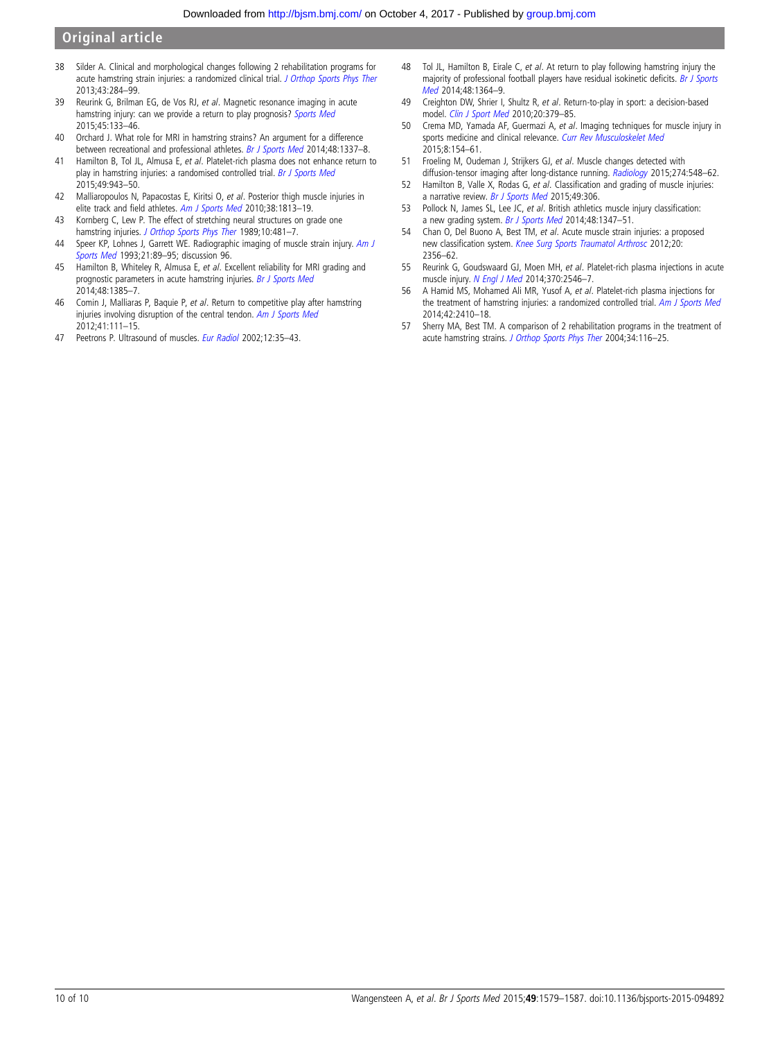38 Silder A. Clinical and morphological changes following 2 rehabilitation programs for acute hamstring strain injuries: a randomized clinical trial. *J Orthop Sports Phys Ther* 2013;43:284–99.

39 Reurink G, Brilman EG, de Vos RJ, *et al*. Magnetic resonance imaging in acute hamstring injury: can we provide a return to play prognosis? *Sports Med* 2015;45:133–46.

40 Orchard J. What role for MRI in hamstring strains? An argument for a difference between recreational and professional athletes. *Br J Sports Med* 2014;48:1337–8.

41 Hamilton B, Tol JL, Almusa E, *et al*. Platelet-rich plasma does not enhance return to play in hamstring injuries: a randomised controlled trial. *Br J Sports Med* 2015;49:943–50.

42 Malliaropoulos N, Papacostas E, Kiritsi O, *et al*. Posterior thigh muscle injuries in elite track and field athletes. *Am J Sports Med* 2010;38:1813–19.

43 Kornberg C, Lew P. The effect of stretching neural structures on grade one hamstring injuries. *J Orthop Sports Phys Ther* 1989;10:481–7.

44 Speer KP, Lohnes J, Garrett WE. Radiographic imaging of muscle strain injury. *Am J Sports Med* 1993;21:89–95; discussion 96.

45 Hamilton B, Whiteley R, Almusa E, *et al*. Excellent reliability for MRI grading and prognostic parameters in acute hamstring injuries. *Br J Sports Med* 2014;48:1385–7.

46 Comin J, Malliaras P, Baquie P, *et al*. Return to competitive play after hamstring injuries involving disruption of the central tendon. *Am J Sports Med* 2012;41:111–15.

47 Peetrons P. Ultrasound of muscles. *Eur Radiol* 2002;12:35–43.

48 Tol JL, Hamilton B, Eirale C, *et al*. At return to play following hamstring injury the majority of professional football players have residual isokinetic deficits. *Br J Sports Med* 2014;48:1364–9.

49 Creighton DW, Shrier I, Shultz R, *et al*. Return-to-play in sport: a decision-based model. *Clin J Sport Med* 2010;20:379–85.

50 Crema MD, Yamada AF, Guermazi A, *et al*. Imaging techniques for muscle injury in sports medicine and clinical relevance. *Curr Rev Musculoskelet Med* 2015;8:154–61.

51 Froeling M, Oudeman J, Strijkers GJ, *et al*. Muscle changes detected with diffusion-tensor imaging after long-distance running. *Radiology* 2015;274:548–62.

52 Hamilton B, Valle X, Rodas G, *et al*. Classification and grading of muscle injuries: a narrative review. *Br J Sports Med* 2015;49:306.

53 Pollock N, James SL, Lee JC, *et al*. British athletics muscle injury classification: a new grading system. *Br J Sports Med* 2014;48:1347–51.

54 Chan O, Del Buono A, Best TM, *et al*. Acute muscle strain injuries: a proposed new classification system. *Knee Surg Sports Traumatol Arthrosc* 2012;20:2356–62.

55 Reurink G, Goudswaard GJ, Moen MH, *et al*. Platelet-rich plasma injections in acute muscle injury. *N Engl J Med* 2014;370:2546–7.

56 A Hamid MS, Mohamed Ali MR, Yusof A, *et al*. Platelet-rich plasma injections for the treatment of hamstring injuries: a randomized controlled trial. *Am J Sports Med* 2014;42:2410–18.

57 Sherry MA, Best TM. A comparison of 2 rehabilitation programs in the treatment of acute hamstring strains. *J Orthop Sports Phys Ther* 2004;34:116–25.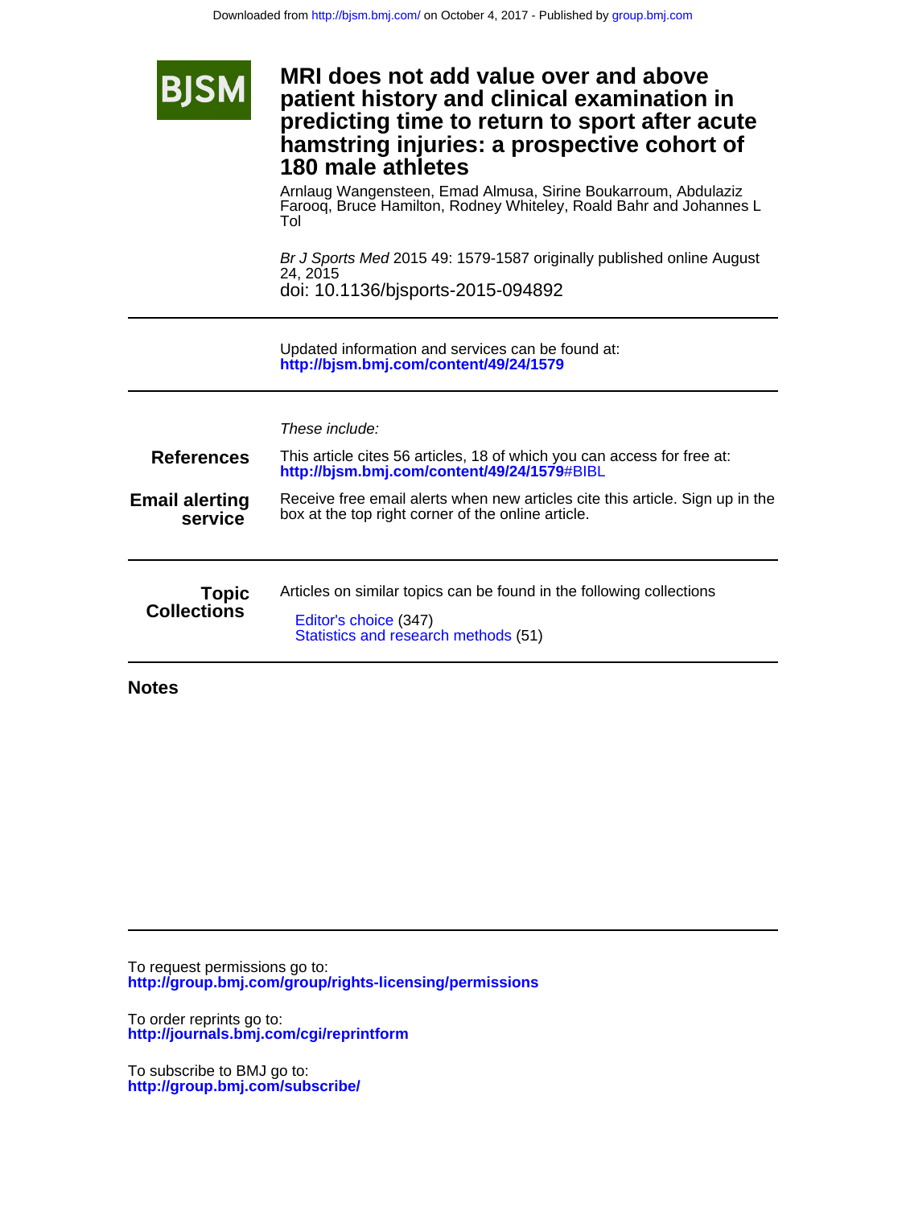# MRI does not add value over and above patient history and clinical examination in predicting time to return to sport after acute hamstring injuries: a prospective cohort of 180 male athletes

Arnlaug Wangensteen, Emad Almusa, Sirine Boukarroum, Abdulaziz Farooq, Bruce Hamilton, Rodney Whiteley, Roald Bahr and Johannes L Tol

*Br J Sports Med* 2015 49: 1579-1587 originally published online August 24, 2015

doi: 10.1136/bjsports-2015-094892

Updated information and services can be found at:
**http://bjsm.bmj.com/content/49/24/1579**

*These include:*

**References**

This article cites 56 articles, 18 of which you can access for free at:
**http://bjsm.bmj.com/content/49/24/1579**#BIBL

**Email alerting service**

Receive free email alerts when new articles cite this article. Sign up in the box at the top right corner of the online article.

**Topic Collections**

Articles on similar topics can be found in the following collections

Editor's choice (347)
Statistics and research methods (51)

## Notes

To request permissions go to:
**http://group.bmj.com/group/rights-licensing/permissions**

To order reprints go to:
**http://journals.bmj.com/cgi/reprintform**

To subscribe to BMJ go to:
**http://group.bmj.com/subscribe/**